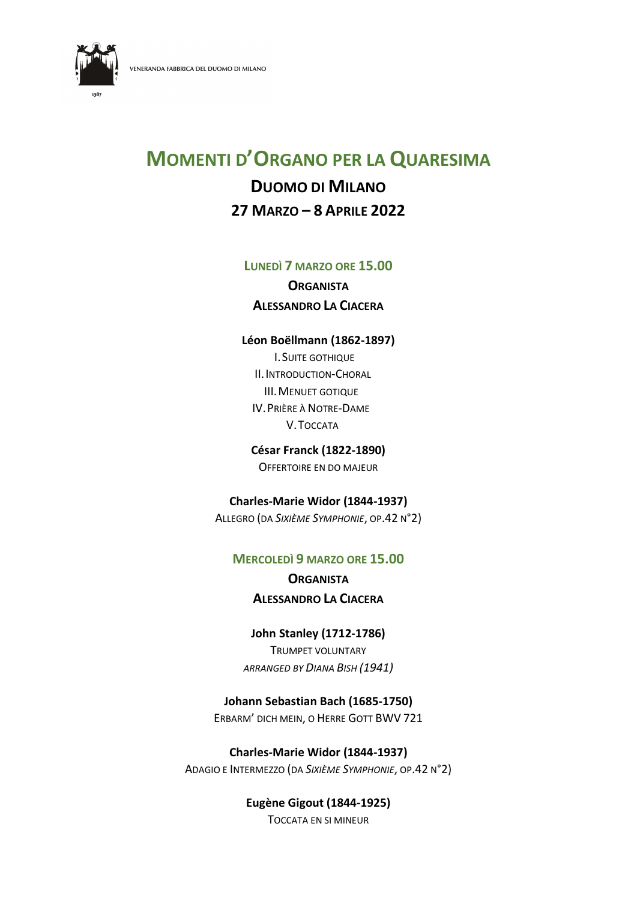VENERANDA FABBRICA DEL DUOMO DI MILANO

1387

# MOMENTI D'ORGANO PER LA QUARESIMA

## DUOMO DI MILANO

## 27 MARZO – 8 APRILE 2022

### LUNEDÌ 7 MARZO ORE 15.00

**ORGANISTA**

**ALESSANDRO LA CIACERA**

**Léon Boëllmann (1862-1897)**

I. SUITE GOTHIQUE
II. INTRODUCTION-CHORAL
III. MENUET GOTIQUE
IV. PRIÈRE À NOTRE-DAME
V. TOCCATA

**César Franck (1822-1890)**

OFFERTOIRE EN DO MAJEUR

**Charles-Marie Widor (1844-1937)**

ALLEGRO (DA *SIXIÈME SYMPHONIE*, OP.42 N°2)

### MERCOLEDÌ 9 MARZO ORE 15.00

**ORGANISTA**

**ALESSANDRO LA CIACERA**

**John Stanley (1712-1786)**

TRUMPET VOLUNTARY

*ARRANGED BY DIANA BISH (1941)*

**Johann Sebastian Bach (1685-1750)**

ERBARM' DICH MEIN, O HERRE GOTT BWV 721

**Charles-Marie Widor (1844-1937)**

ADAGIO E INTERMEZZO (DA *SIXIÈME SYMPHONIE*, OP.42 N°2)

**Eugène Gigout (1844-1925)**

TOCCATA EN SI MINEUR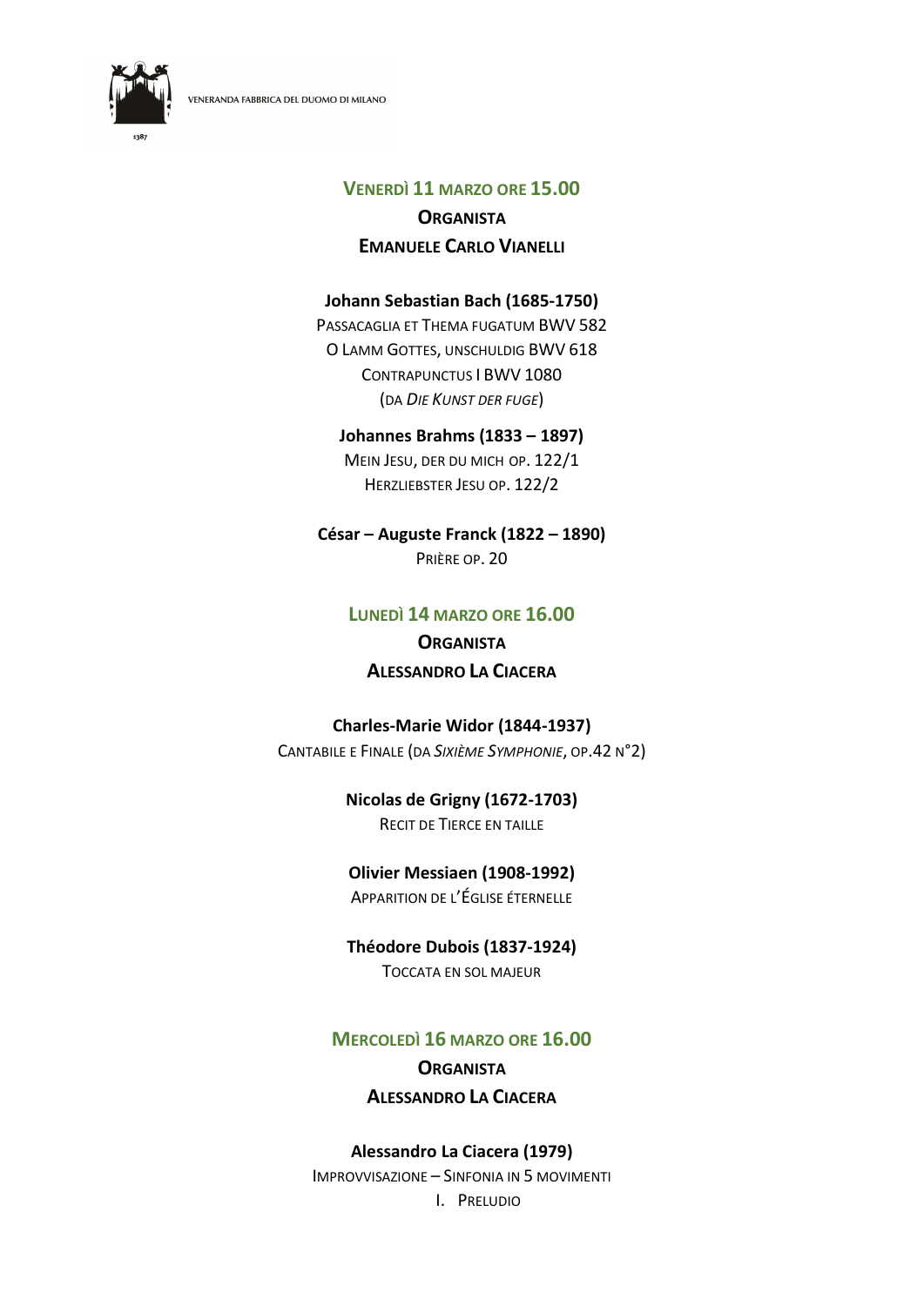## Venerdì 11 marzo ore 15.00

### Organista
### Emanuele Carlo Vianelli

**Johann Sebastian Bach (1685-1750)**
Passacaglia et Thema fugatum BWV 582
O Lamm Gottes, unschuldig BWV 618
Contrapunctus I BWV 1080
(da *Die Kunst der Fuge*)

**Johannes Brahms (1833 – 1897)**
Mein Jesu, der du mich op. 122/1
Herzliebster Jesu op. 122/2

**César – Auguste Franck (1822 – 1890)**
Prière op. 20

## Lunedì 14 marzo ore 16.00

### Organista
### Alessandro La Ciacera

**Charles-Marie Widor (1844-1937)**
Cantabile e Finale (da *Sixième Symphonie*, op.42 n°2)

**Nicolas de Grigny (1672-1703)**
Recit de Tierce en taille

**Olivier Messiaen (1908-1992)**
Apparition de l'Église éternelle

**Théodore Dubois (1837-1924)**
Toccata en sol majeur

## Mercoledì 16 marzo ore 16.00

### Organista
### Alessandro La Ciacera

**Alessandro La Ciacera (1979)**
Improvvisazione – Sinfonia in 5 movimenti

I. Preludio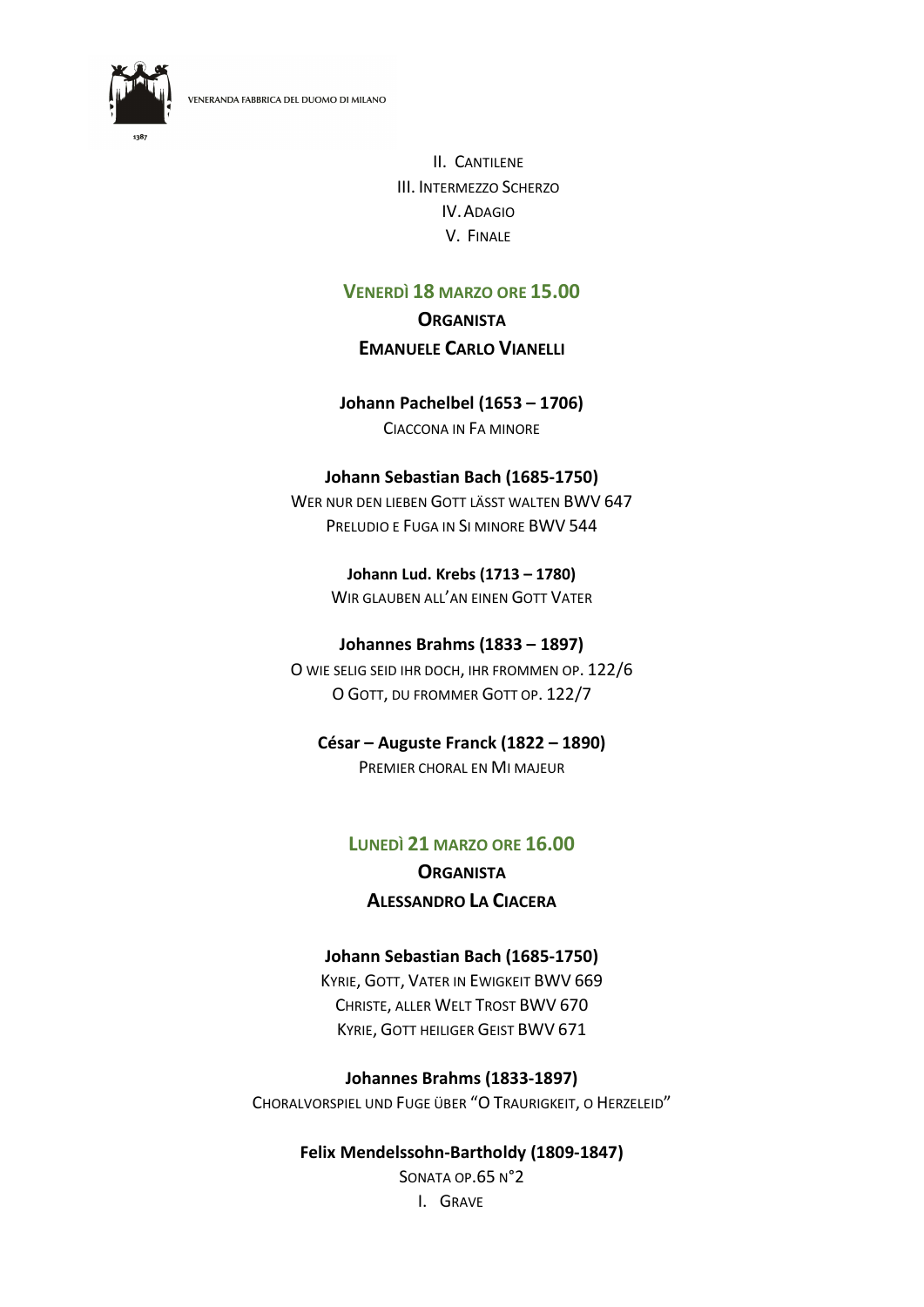II. Cantilene
III. Intermezzo Scherzo
IV. Adagio
V. Finale

## Venerdì 18 marzo ore 15.00

**Organista**
**Emanuele Carlo Vianelli**

**Johann Pachelbel (1653 – 1706)**
Ciaccona in Fa minore

**Johann Sebastian Bach (1685-1750)**
Wer nur den lieben Gott lässt walten BWV 647
Preludio e Fuga in Si minore BWV 544

**Johann Lud. Krebs (1713 – 1780)**
Wir glauben all'an einen Gott Vater

**Johannes Brahms (1833 – 1897)**
O wie selig seid ihr doch, ihr frommen op. 122/6
O Gott, du frommer Gott op. 122/7

**César – Auguste Franck (1822 – 1890)**
Premier choral en Mi majeur

## Lunedì 21 marzo ore 16.00

**Organista**
**Alessandro La Ciacera**

**Johann Sebastian Bach (1685-1750)**
Kyrie, Gott, Vater in Ewigkeit BWV 669
Christe, aller Welt Trost BWV 670
Kyrie, Gott heiliger Geist BWV 671

**Johannes Brahms (1833-1897)**
Choralvorspiel und Fuge über "O Traurigkeit, o Herzeleid"

**Felix Mendelssohn-Bartholdy (1809-1847)**
Sonata op.65 n°2
I. Grave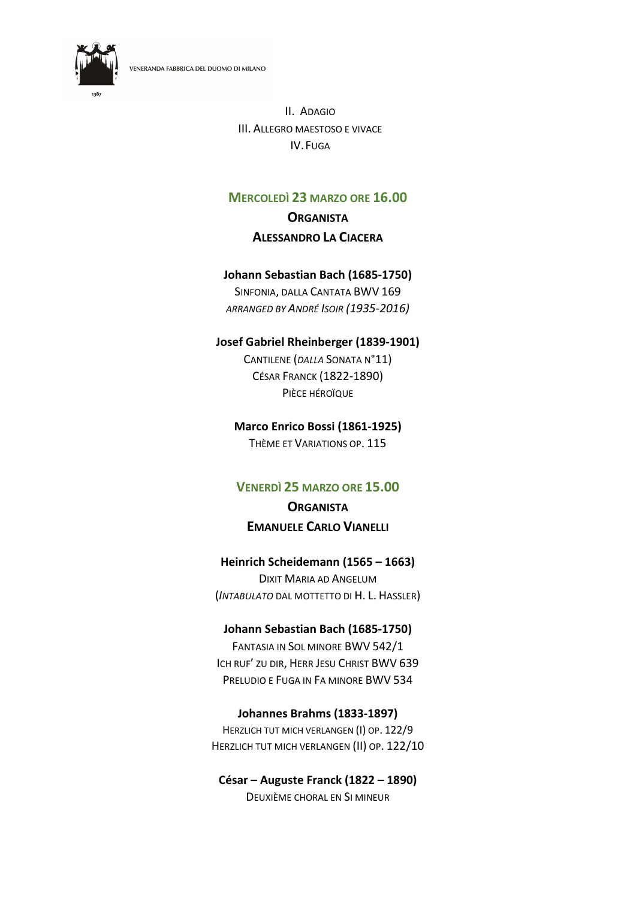II. Adagio
III. Allegro maestoso e vivace
IV. Fuga

## Mercoledì 23 marzo ore 16.00

**Organista**
**Alessandro La Ciacera**

**Johann Sebastian Bach (1685-1750)**
Sinfonia, dalla Cantata BWV 169
*arranged by André Isoir (1935-2016)*

**Josef Gabriel Rheinberger (1839-1901)**
Cantilene (*dalla* Sonata n°11)
César Franck (1822-1890)
Pièce héroïque

**Marco Enrico Bossi (1861-1925)**
Thème et Variations op. 115

## Venerdì 25 marzo ore 15.00

**Organista**
**Emanuele Carlo Vianelli**

**Heinrich Scheidemann (1565 – 1663)**
Dixit Maria ad Angelum
(*intabulato* dal mottetto di H. L. Hassler)

**Johann Sebastian Bach (1685-1750)**
Fantasia in Sol minore BWV 542/1
Ich ruf' zu dir, Herr Jesu Christ BWV 639
Preludio e Fuga in Fa minore BWV 534

**Johannes Brahms (1833-1897)**
Herzlich tut mich verlangen (I) op. 122/9
Herzlich tut mich verlangen (II) op. 122/10

**César – Auguste Franck (1822 – 1890)**
Deuxième Choral en Si mineur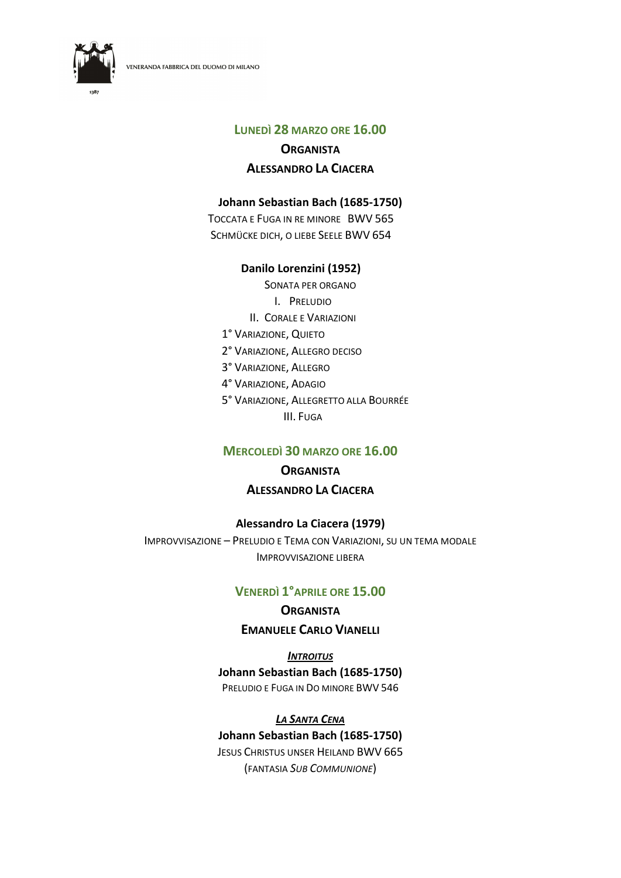## Lunedì 28 marzo ore 16.00

**Organista**

**Alessandro La Ciacera**

**Johann Sebastian Bach (1685-1750)**

Toccata e Fuga in re minore BWV 565

Schmücke dich, o liebe Seele BWV 654

**Danilo Lorenzini (1952)**

Sonata per organo

I. Preludio

II. Corale e Variazioni

1° Variazione, Quieto

2° Variazione, Allegro deciso

3° Variazione, Allegro

4° Variazione, Adagio

5° Variazione, Allegretto alla Bourrée

III. Fuga

## Mercoledì 30 marzo ore 16.00

**Organista**

**Alessandro La Ciacera**

**Alessandro La Ciacera (1979)**

Improvvisazione – Preludio e Tema con Variazioni, su un tema modale

Improvvisazione libera

## Venerdì 1°aprile ore 15.00

**Organista**

**Emanuele Carlo Vianelli**

***Introitus***

**Johann Sebastian Bach (1685-1750)**

Preludio e Fuga in Do minore BWV 546

***La Santa Cena***

**Johann Sebastian Bach (1685-1750)**

Jesus Christus unser Heiland BWV 665

(fantasia *sub Communione*)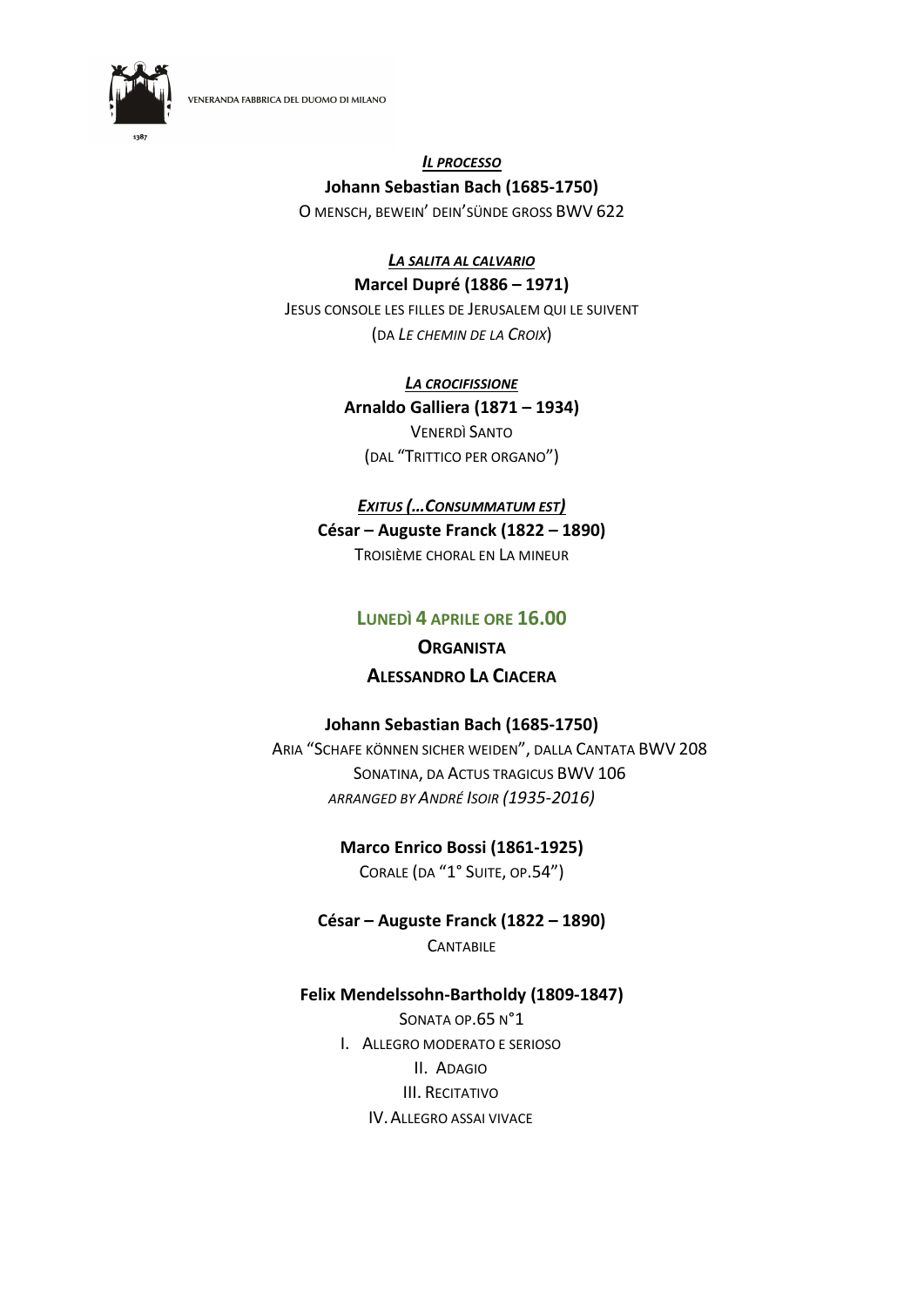***Il processo***

**Johann Sebastian Bach (1685-1750)**

O mensch, bewein' dein'sünde gross BWV 622

***La salita al Calvario***

**Marcel Dupré (1886 – 1971)**

Jesus console les filles de Jerusalem qui le suivent

(da *Le chemin de la Croix*)

***La crocifissione***

**Arnaldo Galliera (1871 – 1934)**

Venerdì Santo

(dal "Trittico per organo")

***Exitus (…Consummatum est)***

**César – Auguste Franck (1822 – 1890)**

Troisième choral en La mineur

## Lunedì 4 aprile ore 16.00

**Organista**

**Alessandro La Ciacera**

**Johann Sebastian Bach (1685-1750)**

Aria "Schafe können sicher weiden", dalla Cantata BWV 208

Sonatina, da Actus tragicus BWV 106

*arranged by André Isoir (1935-2016)*

**Marco Enrico Bossi (1861-1925)**

Corale (da "1° Suite, op.54")

**César – Auguste Franck (1822 – 1890)**

Cantabile

**Felix Mendelssohn-Bartholdy (1809-1847)**

Sonata op.65 n°1

I. Allegro moderato e serioso
II. Adagio
III. Recitativo
IV. Allegro assai vivace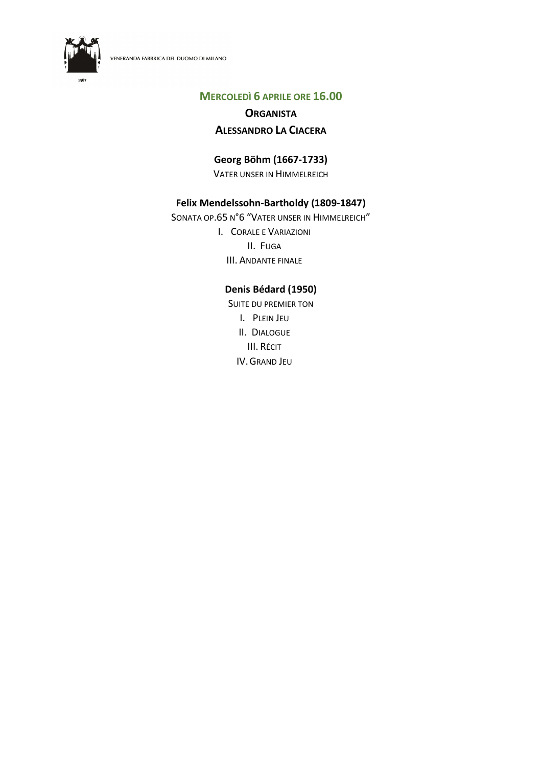VENERANDA FABBRICA DEL DUOMO DI MILANO

1387

**MERCOLEDÌ 6 APRILE ORE 16.00**

**ORGANISTA**

**ALESSANDRO LA CIACERA**

**Georg Böhm (1667-1733)**

VATER UNSER IN HIMMELREICH

**Felix Mendelssohn-Bartholdy (1809-1847)**

SONATA OP.65 N°6 "VATER UNSER IN HIMMELREICH"

I. CORALE E VARIAZIONI

II. FUGA

III. ANDANTE FINALE

**Denis Bédard (1950)**

SUITE DU PREMIER TON

I. PLEIN JEU

II. DIALOGUE

III. RÉCIT

IV. GRAND JEU